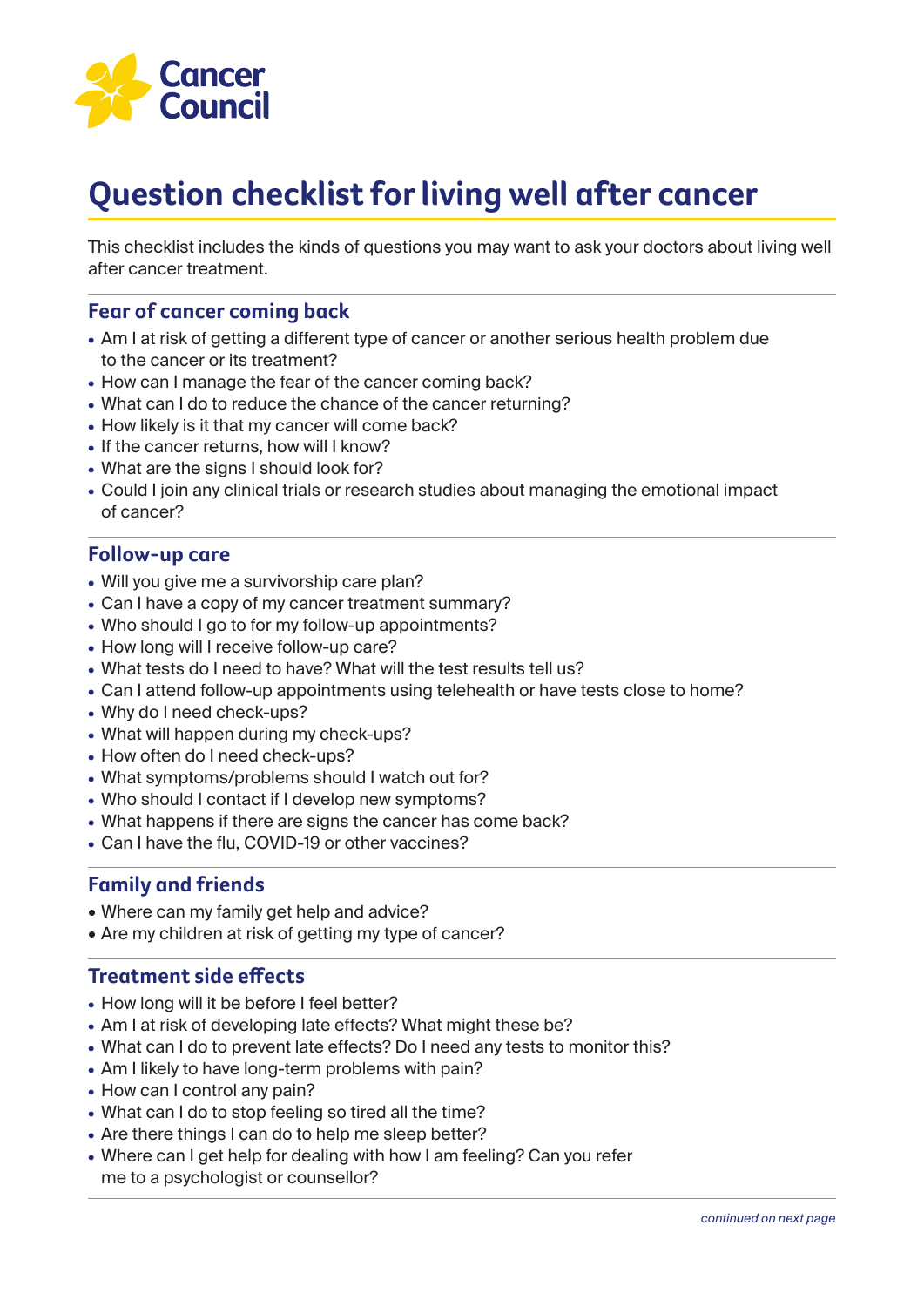Cancer Council

# Question checklist for living well after cancer

This checklist includes the kinds of questions you may want to ask your doctors about living well after cancer treatment.

## Fear of cancer coming back

- Am I at risk of getting a different type of cancer or another serious health problem due to the cancer or its treatment?
- How can I manage the fear of the cancer coming back?
- What can I do to reduce the chance of the cancer returning?
- How likely is it that my cancer will come back?
- If the cancer returns, how will I know?
- What are the signs I should look for?
- Could I join any clinical trials or research studies about managing the emotional impact of cancer?

## Follow-up care

- Will you give me a survivorship care plan?
- Can I have a copy of my cancer treatment summary?
- Who should I go to for my follow-up appointments?
- How long will I receive follow-up care?
- What tests do I need to have? What will the test results tell us?
- Can I attend follow-up appointments using telehealth or have tests close to home?
- Why do I need check-ups?
- What will happen during my check-ups?
- How often do I need check-ups?
- What symptoms/problems should I watch out for?
- Who should I contact if I develop new symptoms?
- What happens if there are signs the cancer has come back?
- Can I have the flu, COVID-19 or other vaccines?

## Family and friends

- Where can my family get help and advice?
- Are my children at risk of getting my type of cancer?

## Treatment side effects

- How long will it be before I feel better?
- Am I at risk of developing late effects? What might these be?
- What can I do to prevent late effects? Do I need any tests to monitor this?
- Am I likely to have long-term problems with pain?
- How can I control any pain?
- What can I do to stop feeling so tired all the time?
- Are there things I can do to help me sleep better?
- Where can I get help for dealing with how I am feeling? Can you refer me to a psychologist or counsellor?

*continued on next page*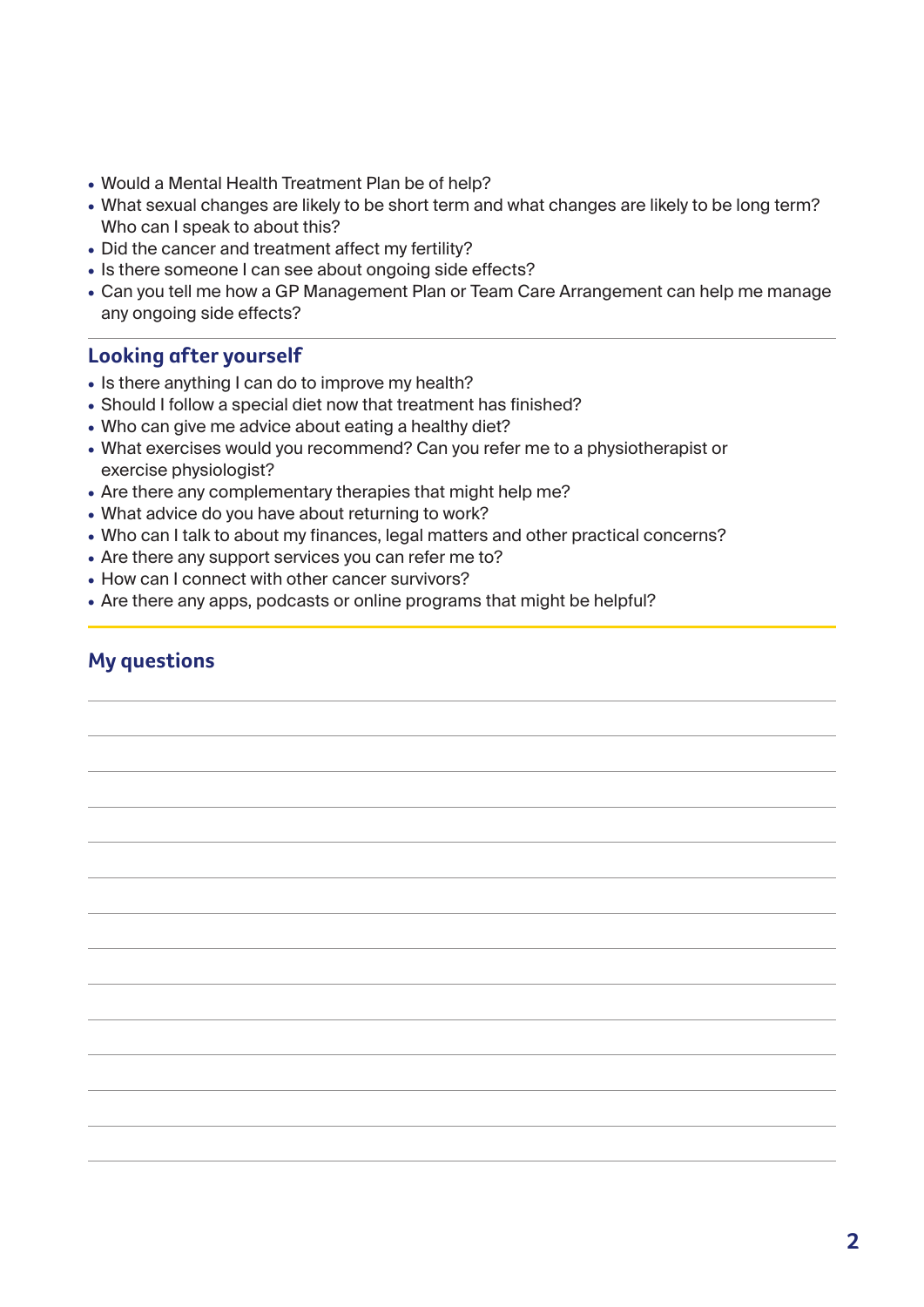- Would a Mental Health Treatment Plan be of help?
- What sexual changes are likely to be short term and what changes are likely to be long term? Who can I speak to about this?
- Did the cancer and treatment affect my fertility?
- Is there someone I can see about ongoing side effects?
- Can you tell me how a GP Management Plan or Team Care Arrangement can help me manage any ongoing side effects?

## Looking after yourself

- Is there anything I can do to improve my health?
- Should I follow a special diet now that treatment has finished?
- Who can give me advice about eating a healthy diet?
- What exercises would you recommend? Can you refer me to a physiotherapist or exercise physiologist?
- Are there any complementary therapies that might help me?
- What advice do you have about returning to work?
- Who can I talk to about my finances, legal matters and other practical concerns?
- Are there any support services you can refer me to?
- How can I connect with other cancer survivors?
- Are there any apps, podcasts or online programs that might be helpful?

## My questions